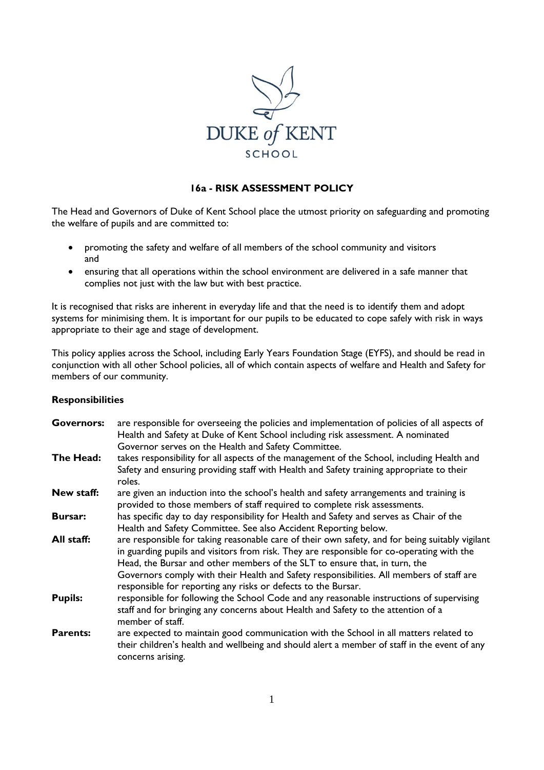DUKE *of* KENT

SCHOOL

# 16a - RISK ASSESSMENT POLICY

The Head and Governors of Duke of Kent School place the utmost priority on safeguarding and promoting the welfare of pupils and are committed to:

- promoting the safety and welfare of all members of the school community and visitors and
- ensuring that all operations within the school environment are delivered in a safe manner that complies not just with the law but with best practice.

It is recognised that risks are inherent in everyday life and that the need is to identify them and adopt systems for minimising them. It is important for our pupils to be educated to cope safely with risk in ways appropriate to their age and stage of development.

This policy applies across the School, including Early Years Foundation Stage (EYFS), and should be read in conjunction with all other School policies, all of which contain aspects of welfare and Health and Safety for members of our community.

## Responsibilities

**Governors:** are responsible for overseeing the policies and implementation of policies of all aspects of Health and Safety at Duke of Kent School including risk assessment. A nominated Governor serves on the Health and Safety Committee.

**The Head:** takes responsibility for all aspects of the management of the School, including Health and Safety and ensuring providing staff with Health and Safety training appropriate to their roles.

**New staff:** are given an induction into the school's health and safety arrangements and training is provided to those members of staff required to complete risk assessments.

**Bursar:** has specific day to day responsibility for Health and Safety and serves as Chair of the Health and Safety Committee. See also Accident Reporting below.

**All staff:** are responsible for taking reasonable care of their own safety, and for being suitably vigilant in guarding pupils and visitors from risk. They are responsible for co-operating with the Head, the Bursar and other members of the SLT to ensure that, in turn, the Governors comply with their Health and Safety responsibilities. All members of staff are responsible for reporting any risks or defects to the Bursar.

**Pupils:** responsible for following the School Code and any reasonable instructions of supervising staff and for bringing any concerns about Health and Safety to the attention of a member of staff.

**Parents:** are expected to maintain good communication with the School in all matters related to their children's health and wellbeing and should alert a member of staff in the event of any concerns arising.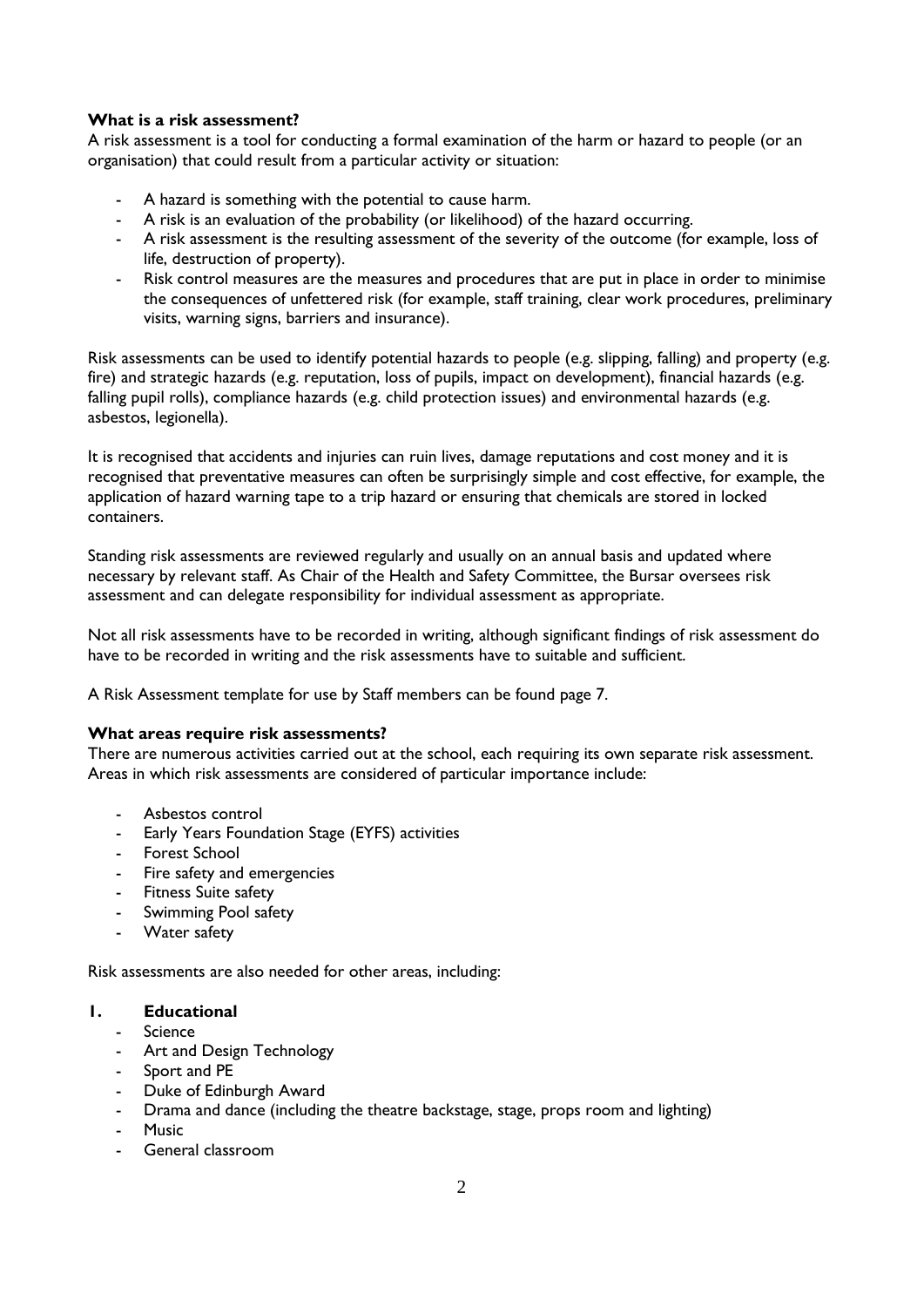**What is a risk assessment?**

A risk assessment is a tool for conducting a formal examination of the harm or hazard to people (or an organisation) that could result from a particular activity or situation:

- A hazard is something with the potential to cause harm.
- A risk is an evaluation of the probability (or likelihood) of the hazard occurring.
- A risk assessment is the resulting assessment of the severity of the outcome (for example, loss of life, destruction of property).
- Risk control measures are the measures and procedures that are put in place in order to minimise the consequences of unfettered risk (for example, staff training, clear work procedures, preliminary visits, warning signs, barriers and insurance).

Risk assessments can be used to identify potential hazards to people (e.g. slipping, falling) and property (e.g. fire) and strategic hazards (e.g. reputation, loss of pupils, impact on development), financial hazards (e.g. falling pupil rolls), compliance hazards (e.g. child protection issues) and environmental hazards (e.g. asbestos, legionella).

It is recognised that accidents and injuries can ruin lives, damage reputations and cost money and it is recognised that preventative measures can often be surprisingly simple and cost effective, for example, the application of hazard warning tape to a trip hazard or ensuring that chemicals are stored in locked containers.

Standing risk assessments are reviewed regularly and usually on an annual basis and updated where necessary by relevant staff. As Chair of the Health and Safety Committee, the Bursar oversees risk assessment and can delegate responsibility for individual assessment as appropriate.

Not all risk assessments have to be recorded in writing, although significant findings of risk assessment do have to be recorded in writing and the risk assessments have to suitable and sufficient.

A Risk Assessment template for use by Staff members can be found page 7.

**What areas require risk assessments?**

There are numerous activities carried out at the school, each requiring its own separate risk assessment. Areas in which risk assessments are considered of particular importance include:

- Asbestos control
- Early Years Foundation Stage (EYFS) activities
- Forest School
- Fire safety and emergencies
- Fitness Suite safety
- Swimming Pool safety
- Water safety

Risk assessments are also needed for other areas, including:

1. **Educational**
   - Science
   - Art and Design Technology
   - Sport and PE
   - Duke of Edinburgh Award
   - Drama and dance (including the theatre backstage, stage, props room and lighting)
   - Music
   - General classroom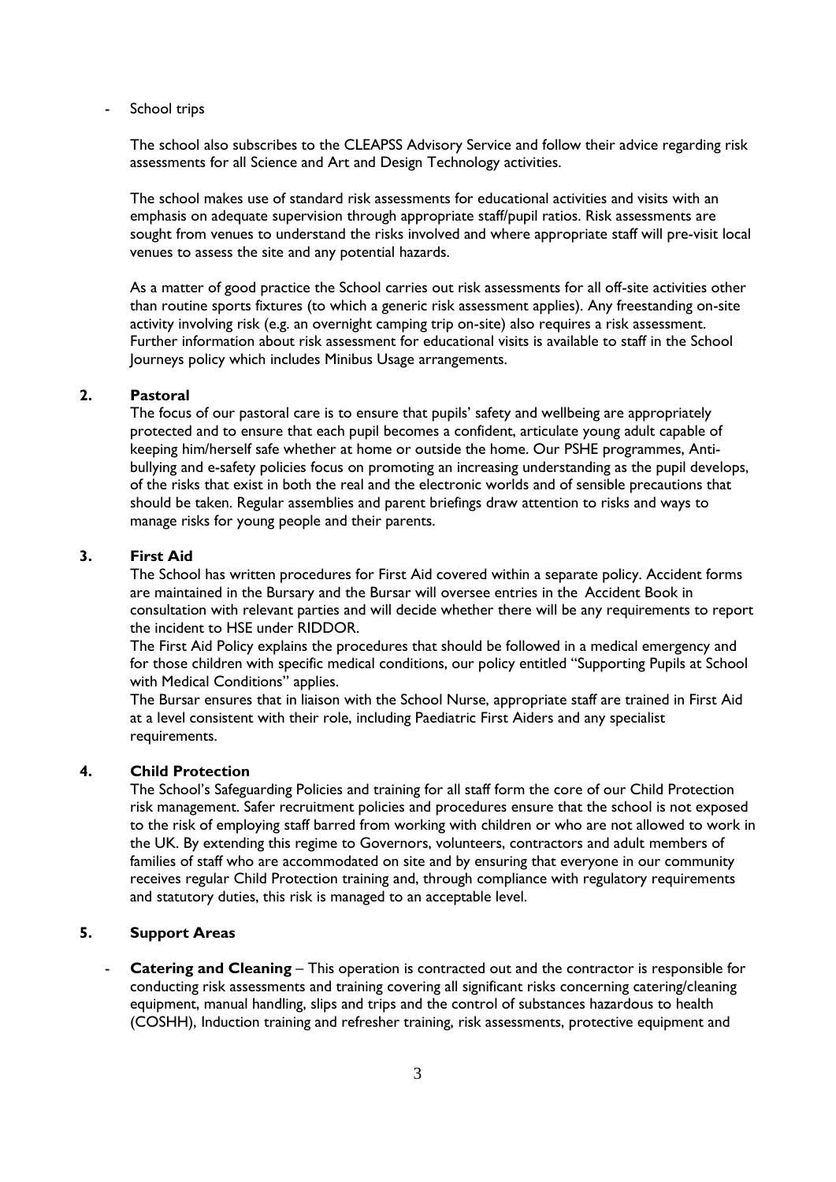- School trips

The school also subscribes to the CLEAPSS Advisory Service and follow their advice regarding risk assessments for all Science and Art and Design Technology activities.

The school makes use of standard risk assessments for educational activities and visits with an emphasis on adequate supervision through appropriate staff/pupil ratios. Risk assessments are sought from venues to understand the risks involved and where appropriate staff will pre-visit local venues to assess the site and any potential hazards.

As a matter of good practice the School carries out risk assessments for all off-site activities other than routine sports fixtures (to which a generic risk assessment applies). Any freestanding on-site activity involving risk (e.g. an overnight camping trip on-site) also requires a risk assessment. Further information about risk assessment for educational visits is available to staff in the School Journeys policy which includes Minibus Usage arrangements.

## 2. Pastoral

The focus of our pastoral care is to ensure that pupils' safety and wellbeing are appropriately protected and to ensure that each pupil becomes a confident, articulate young adult capable of keeping him/herself safe whether at home or outside the home. Our PSHE programmes, Anti-bullying and e-safety policies focus on promoting an increasing understanding as the pupil develops, of the risks that exist in both the real and the electronic worlds and of sensible precautions that should be taken. Regular assemblies and parent briefings draw attention to risks and ways to manage risks for young people and their parents.

## 3. First Aid

The School has written procedures for First Aid covered within a separate policy. Accident forms are maintained in the Bursary and the Bursar will oversee entries in the Accident Book in consultation with relevant parties and will decide whether there will be any requirements to report the incident to HSE under RIDDOR.

The First Aid Policy explains the procedures that should be followed in a medical emergency and for those children with specific medical conditions, our policy entitled "Supporting Pupils at School with Medical Conditions" applies.

The Bursar ensures that in liaison with the School Nurse, appropriate staff are trained in First Aid at a level consistent with their role, including Paediatric First Aiders and any specialist requirements.

## 4. Child Protection

The School's Safeguarding Policies and training for all staff form the core of our Child Protection risk management. Safer recruitment policies and procedures ensure that the school is not exposed to the risk of employing staff barred from working with children or who are not allowed to work in the UK. By extending this regime to Governors, volunteers, contractors and adult members of families of staff who are accommodated on site and by ensuring that everyone in our community receives regular Child Protection training and, through compliance with regulatory requirements and statutory duties, this risk is managed to an acceptable level.

## 5. Support Areas

- **Catering and Cleaning** – This operation is contracted out and the contractor is responsible for conducting risk assessments and training covering all significant risks concerning catering/cleaning equipment, manual handling, slips and trips and the control of substances hazardous to health (COSHH), Induction training and refresher training, risk assessments, protective equipment and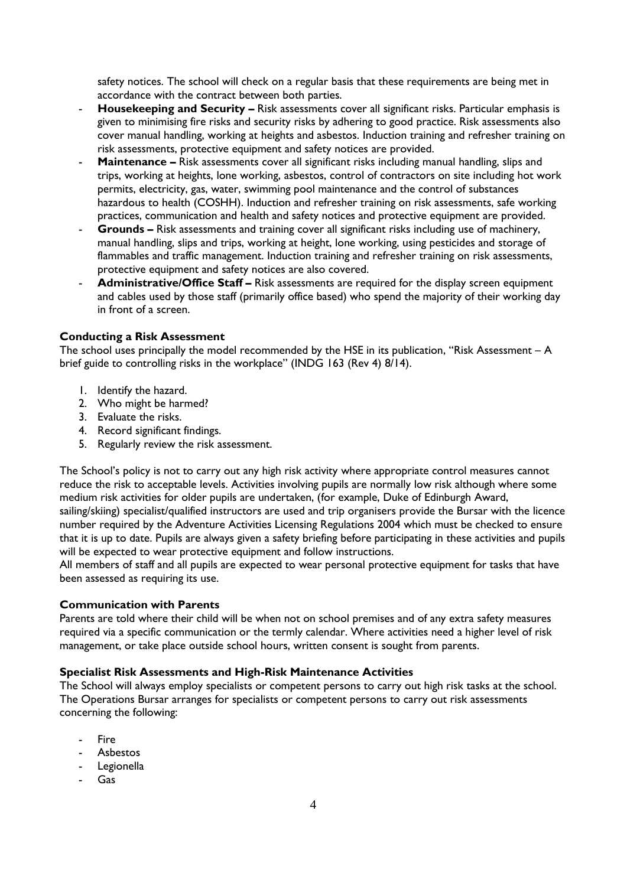safety notices. The school will check on a regular basis that these requirements are being met in accordance with the contract between both parties.

- **Housekeeping and Security –** Risk assessments cover all significant risks. Particular emphasis is given to minimising fire risks and security risks by adhering to good practice. Risk assessments also cover manual handling, working at heights and asbestos. Induction training and refresher training on risk assessments, protective equipment and safety notices are provided.
- **Maintenance –** Risk assessments cover all significant risks including manual handling, slips and trips, working at heights, lone working, asbestos, control of contractors on site including hot work permits, electricity, gas, water, swimming pool maintenance and the control of substances hazardous to health (COSHH). Induction and refresher training on risk assessments, safe working practices, communication and health and safety notices and protective equipment are provided.
- **Grounds –** Risk assessments and training cover all significant risks including use of machinery, manual handling, slips and trips, working at height, lone working, using pesticides and storage of flammables and traffic management. Induction training and refresher training on risk assessments, protective equipment and safety notices are also covered.
- **Administrative/Office Staff –** Risk assessments are required for the display screen equipment and cables used by those staff (primarily office based) who spend the majority of their working day in front of a screen.

**Conducting a Risk Assessment**

The school uses principally the model recommended by the HSE in its publication, "Risk Assessment – A brief guide to controlling risks in the workplace" (INDG 163 (Rev 4) 8/14).

1. Identify the hazard.
2. Who might be harmed?
3. Evaluate the risks.
4. Record significant findings.
5. Regularly review the risk assessment.

The School's policy is not to carry out any high risk activity where appropriate control measures cannot reduce the risk to acceptable levels. Activities involving pupils are normally low risk although where some medium risk activities for older pupils are undertaken, (for example, Duke of Edinburgh Award, sailing/skiing) specialist/qualified instructors are used and trip organisers provide the Bursar with the licence number required by the Adventure Activities Licensing Regulations 2004 which must be checked to ensure that it is up to date. Pupils are always given a safety briefing before participating in these activities and pupils will be expected to wear protective equipment and follow instructions.

All members of staff and all pupils are expected to wear personal protective equipment for tasks that have been assessed as requiring its use.

**Communication with Parents**

Parents are told where their child will be when not on school premises and of any extra safety measures required via a specific communication or the termly calendar. Where activities need a higher level of risk management, or take place outside school hours, written consent is sought from parents.

**Specialist Risk Assessments and High-Risk Maintenance Activities**

The School will always employ specialists or competent persons to carry out high risk tasks at the school. The Operations Bursar arranges for specialists or competent persons to carry out risk assessments concerning the following:

- Fire
- Asbestos
- Legionella
- Gas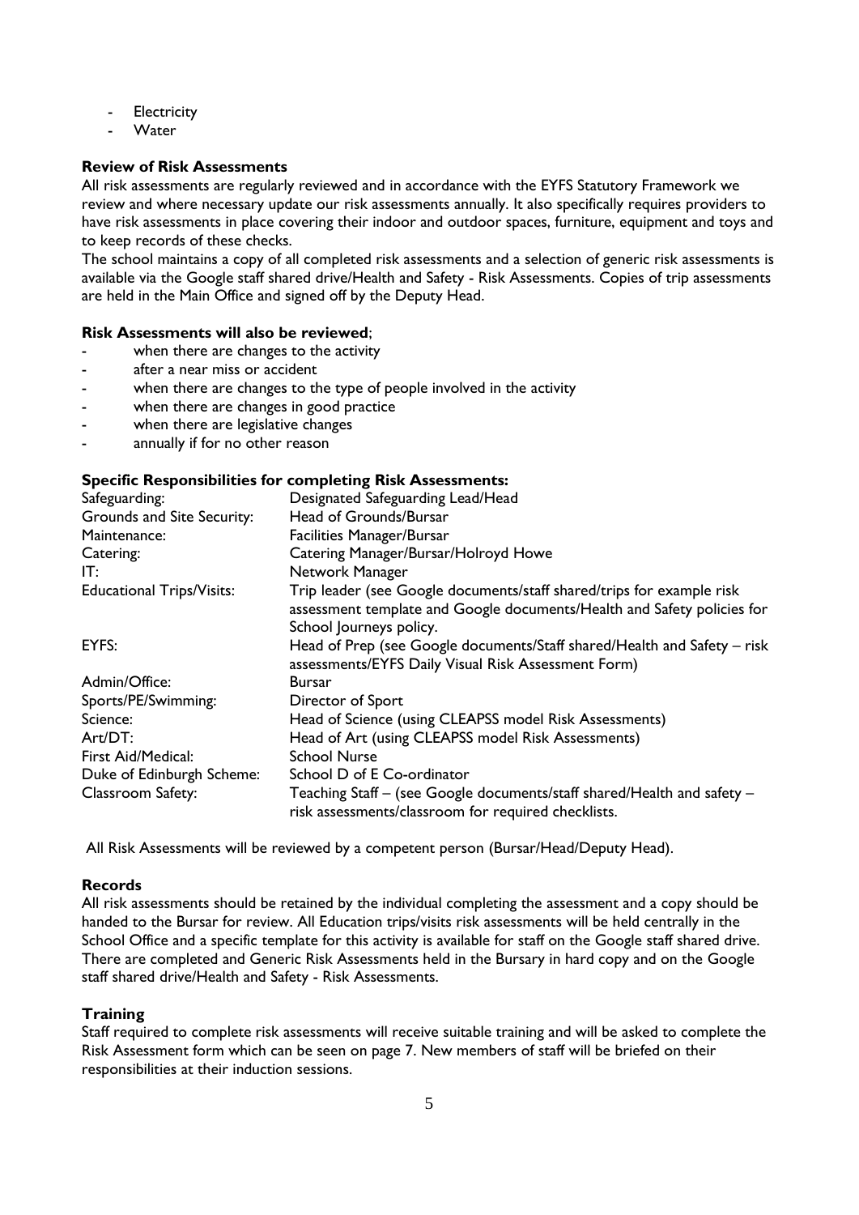- Electricity
- Water

**Review of Risk Assessments**

All risk assessments are regularly reviewed and in accordance with the EYFS Statutory Framework we review and where necessary update our risk assessments annually. It also specifically requires providers to have risk assessments in place covering their indoor and outdoor spaces, furniture, equipment and toys and to keep records of these checks.

The school maintains a copy of all completed risk assessments and a selection of generic risk assessments is available via the Google staff shared drive/Health and Safety - Risk Assessments. Copies of trip assessments are held in the Main Office and signed off by the Deputy Head.

**Risk Assessments will also be reviewed**;

- when there are changes to the activity
- after a near miss or accident
- when there are changes to the type of people involved in the activity
- when there are changes in good practice
- when there are legislative changes
- annually if for no other reason

**Specific Responsibilities for completing Risk Assessments:**

| | |
|---|---|
| Safeguarding: | Designated Safeguarding Lead/Head |
| Grounds and Site Security: | Head of Grounds/Bursar |
| Maintenance: | Facilities Manager/Bursar |
| Catering: | Catering Manager/Bursar/Holroyd Howe |
| IT: | Network Manager |
| Educational Trips/Visits: | Trip leader (see Google documents/staff shared/trips for example risk assessment template and Google documents/Health and Safety policies for School Journeys policy. |
| EYFS: | Head of Prep (see Google documents/Staff shared/Health and Safety – risk assessments/EYFS Daily Visual Risk Assessment Form) |
| Admin/Office: | Bursar |
| Sports/PE/Swimming: | Director of Sport |
| Science: | Head of Science (using CLEAPSS model Risk Assessments) |
| Art/DT: | Head of Art (using CLEAPSS model Risk Assessments) |
| First Aid/Medical: | School Nurse |
| Duke of Edinburgh Scheme: | School D of E Co-ordinator |
| Classroom Safety: | Teaching Staff – (see Google documents/staff shared/Health and safety – risk assessments/classroom for required checklists. |

All Risk Assessments will be reviewed by a competent person (Bursar/Head/Deputy Head).

**Records**

All risk assessments should be retained by the individual completing the assessment and a copy should be handed to the Bursar for review. All Education trips/visits risk assessments will be held centrally in the School Office and a specific template for this activity is available for staff on the Google staff shared drive. There are completed and Generic Risk Assessments held in the Bursary in hard copy and on the Google staff shared drive/Health and Safety - Risk Assessments.

**Training**

Staff required to complete risk assessments will receive suitable training and will be asked to complete the Risk Assessment form which can be seen on page 7. New members of staff will be briefed on their responsibilities at their induction sessions.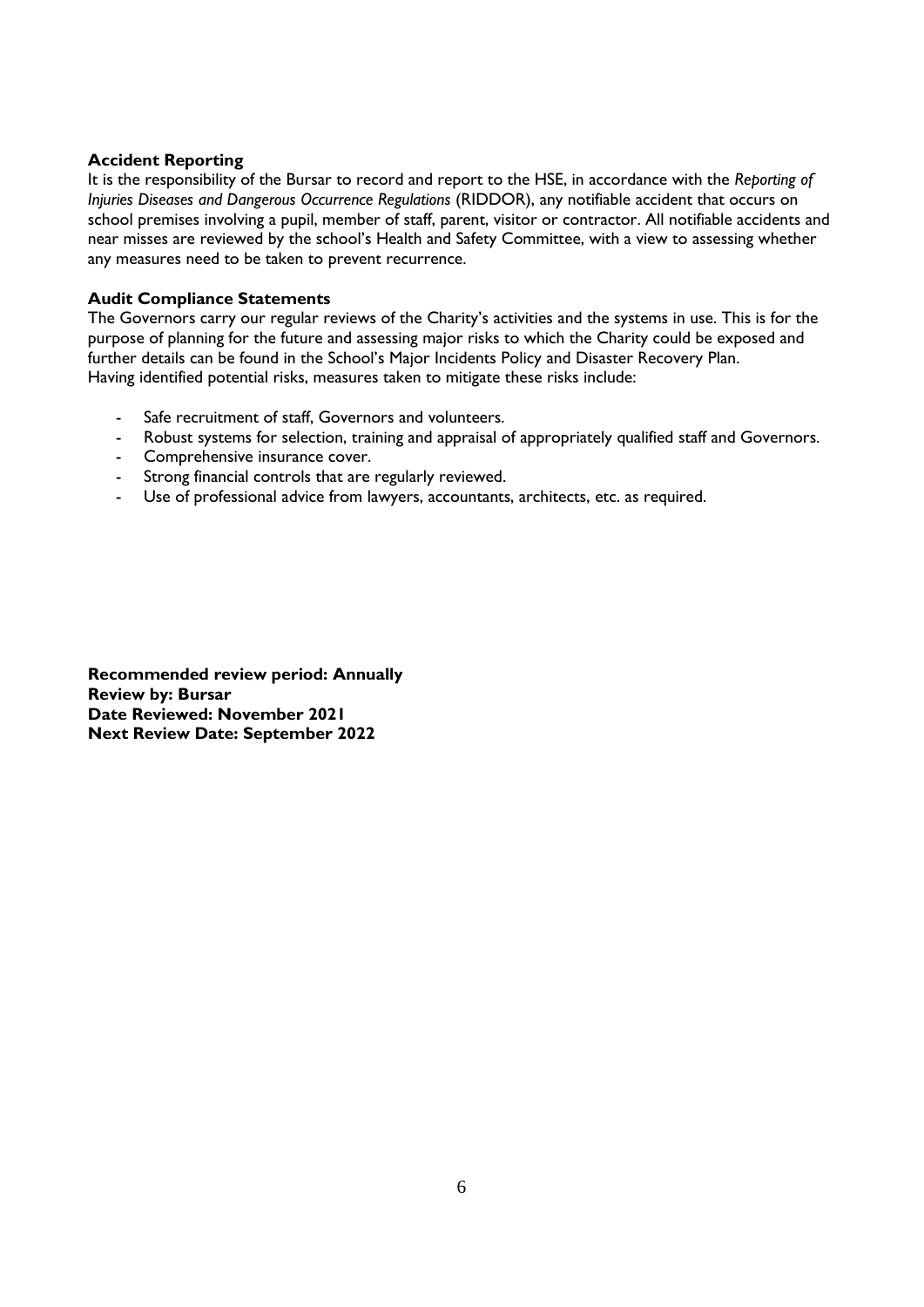**Accident Reporting**

It is the responsibility of the Bursar to record and report to the HSE, in accordance with the *Reporting of Injuries Diseases and Dangerous Occurrence Regulations* (RIDDOR), any notifiable accident that occurs on school premises involving a pupil, member of staff, parent, visitor or contractor. All notifiable accidents and near misses are reviewed by the school's Health and Safety Committee, with a view to assessing whether any measures need to be taken to prevent recurrence.

**Audit Compliance Statements**

The Governors carry our regular reviews of the Charity's activities and the systems in use. This is for the purpose of planning for the future and assessing major risks to which the Charity could be exposed and further details can be found in the School's Major Incidents Policy and Disaster Recovery Plan.
Having identified potential risks, measures taken to mitigate these risks include:

- Safe recruitment of staff, Governors and volunteers.
- Robust systems for selection, training and appraisal of appropriately qualified staff and Governors.
- Comprehensive insurance cover.
- Strong financial controls that are regularly reviewed.
- Use of professional advice from lawyers, accountants, architects, etc. as required.

**Recommended review period: Annually**
**Review by: Bursar**
**Date Reviewed: November 2021**
**Next Review Date: September 2022**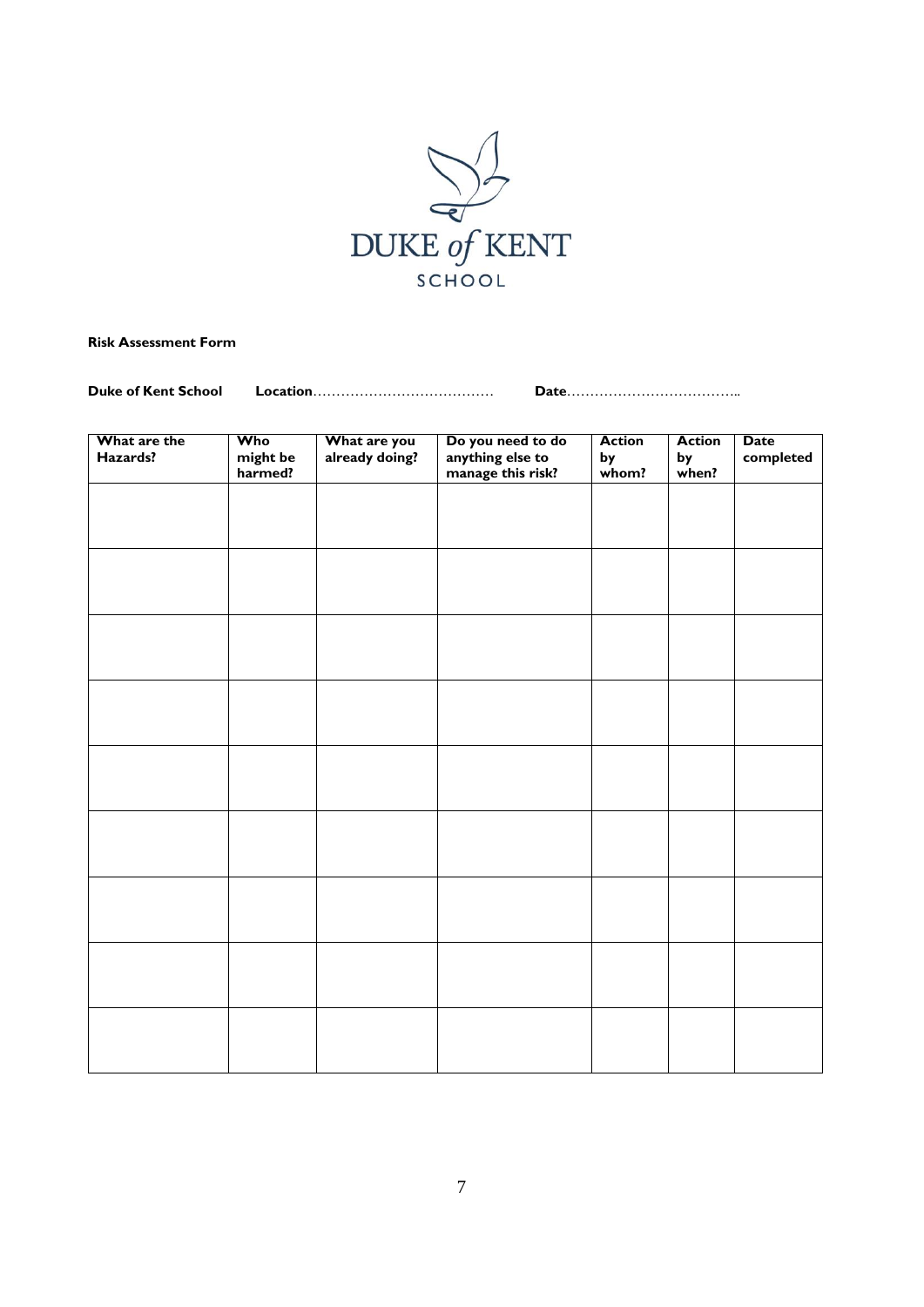DUKE *of* KENT

SCHOOL

**Risk Assessment Form**

**Duke of Kent School** **Location**………………………………… **Date**………………………………..

| What are the Hazards? | Who might be harmed? | What are you already doing? | Do you need to do anything else to manage this risk? | Action by whom? | Action by when? | Date completed |
|---|---|---|---|---|---|---|
| | | | | | | |
| | | | | | | |
| | | | | | | |
| | | | | | | |
| | | | | | | |
| | | | | | | |
| | | | | | | |
| | | | | | | |
| | | | | | | |